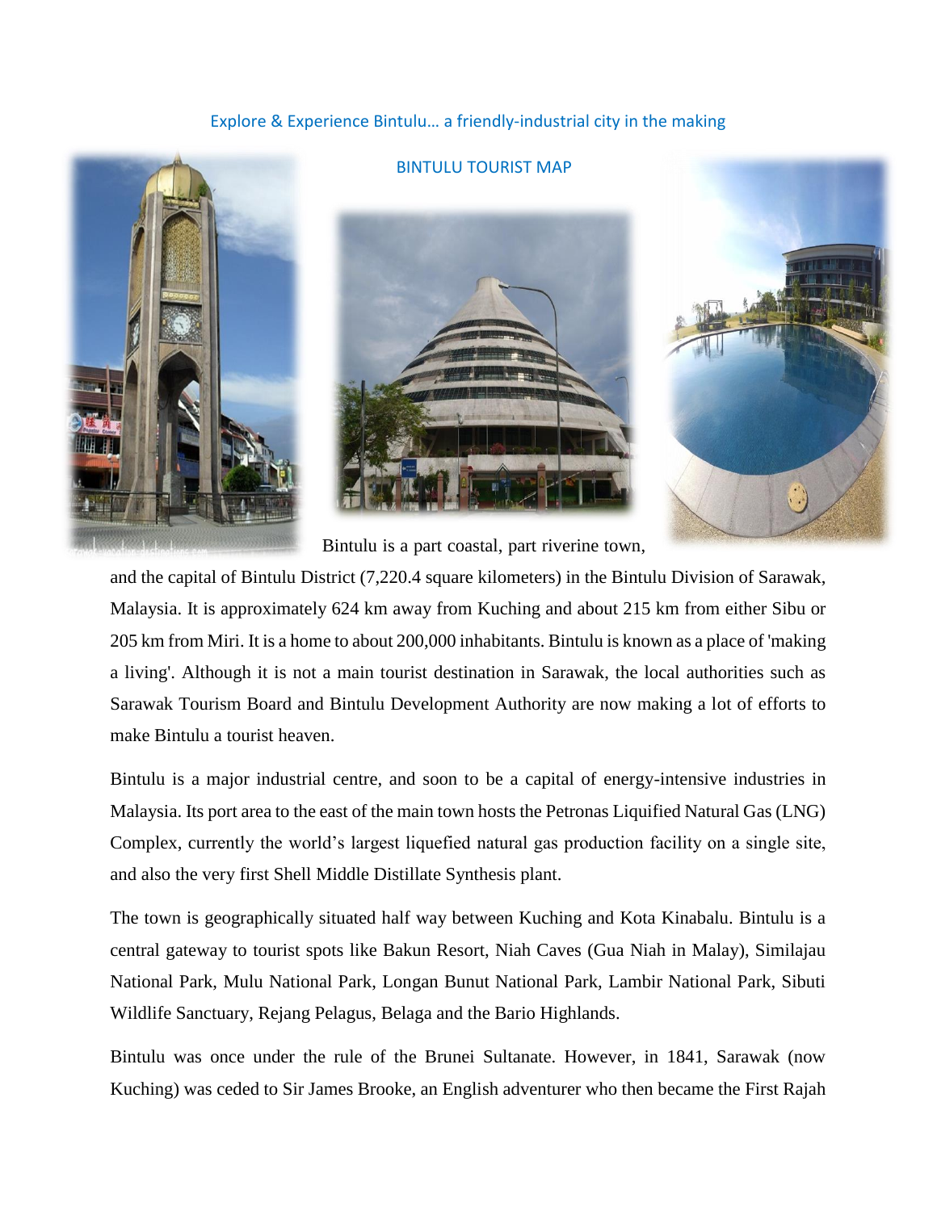Explore & Experience Bintulu… a friendly-industrial city in the making

BINTULU TOURIST MAP

Bintulu is a part coastal, part riverine town, and the capital of Bintulu District (7,220.4 square kilometers) in the Bintulu Division of Sarawak, Malaysia. It is approximately 624 km away from Kuching and about 215 km from either Sibu or 205 km from Miri. It is a home to about 200,000 inhabitants. Bintulu is known as a place of 'making a living'. Although it is not a main tourist destination in Sarawak, the local authorities such as Sarawak Tourism Board and Bintulu Development Authority are now making a lot of efforts to make Bintulu a tourist heaven.

Bintulu is a major industrial centre, and soon to be a capital of energy-intensive industries in Malaysia. Its port area to the east of the main town hosts the Petronas Liquified Natural Gas (LNG) Complex, currently the world's largest liquefied natural gas production facility on a single site, and also the very first Shell Middle Distillate Synthesis plant.

The town is geographically situated half way between Kuching and Kota Kinabalu. Bintulu is a central gateway to tourist spots like Bakun Resort, Niah Caves (Gua Niah in Malay), Similajau National Park, Mulu National Park, Longan Bunut National Park, Lambir National Park, Sibuti Wildlife Sanctuary, Rejang Pelagus, Belaga and the Bario Highlands.

Bintulu was once under the rule of the Brunei Sultanate. However, in 1841, Sarawak (now Kuching) was ceded to Sir James Brooke, an English adventurer who then became the First Rajah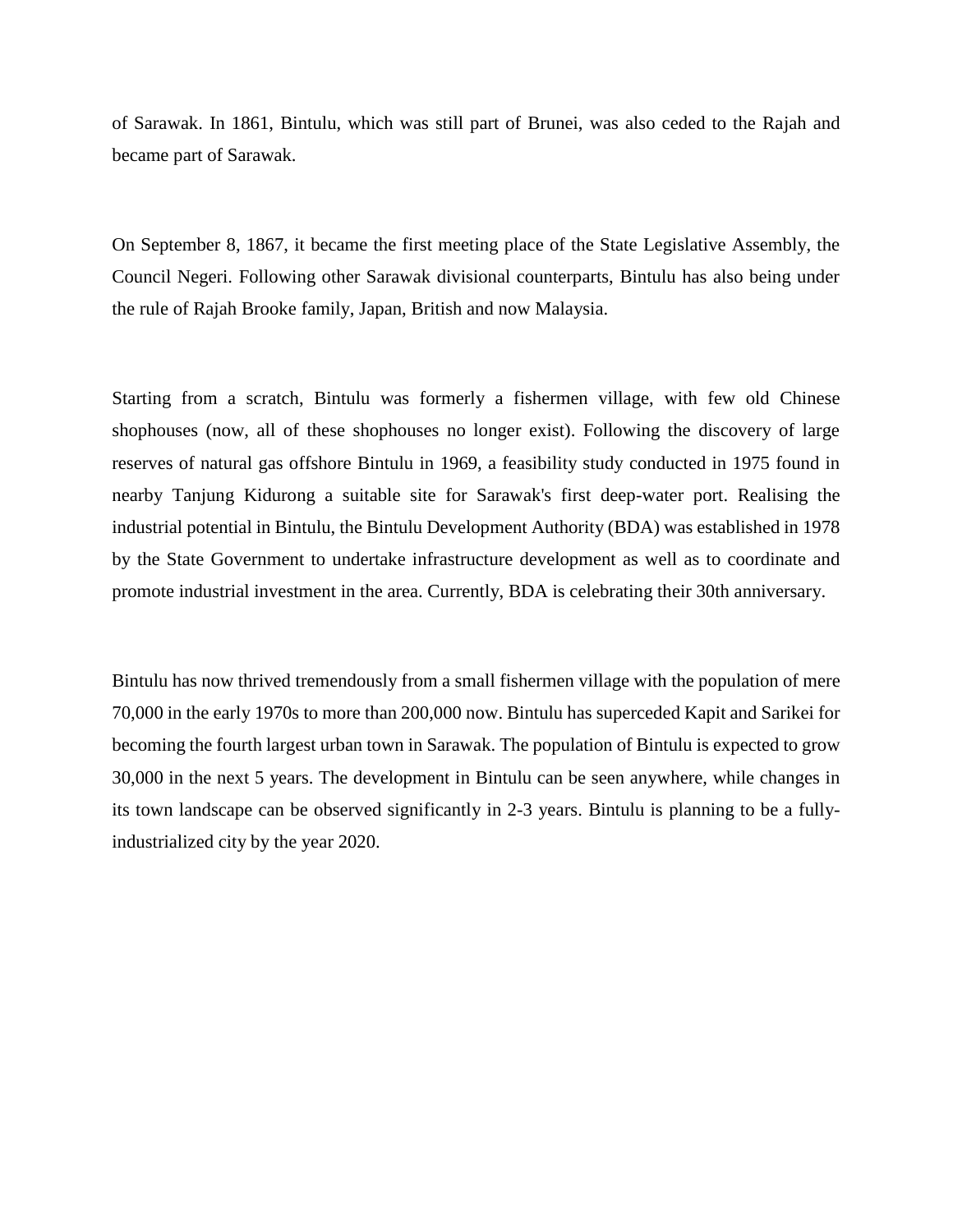of Sarawak. In 1861, Bintulu, which was still part of Brunei, was also ceded to the Rajah and became part of Sarawak.

On September 8, 1867, it became the first meeting place of the State Legislative Assembly, the Council Negeri. Following other Sarawak divisional counterparts, Bintulu has also being under the rule of Rajah Brooke family, Japan, British and now Malaysia.

Starting from a scratch, Bintulu was formerly a fishermen village, with few old Chinese shophouses (now, all of these shophouses no longer exist). Following the discovery of large reserves of natural gas offshore Bintulu in 1969, a feasibility study conducted in 1975 found in nearby Tanjung Kidurong a suitable site for Sarawak's first deep-water port. Realising the industrial potential in Bintulu, the Bintulu Development Authority (BDA) was established in 1978 by the State Government to undertake infrastructure development as well as to coordinate and promote industrial investment in the area. Currently, BDA is celebrating their 30th anniversary.

Bintulu has now thrived tremendously from a small fishermen village with the population of mere 70,000 in the early 1970s to more than 200,000 now. Bintulu has superceded Kapit and Sarikei for becoming the fourth largest urban town in Sarawak. The population of Bintulu is expected to grow 30,000 in the next 5 years. The development in Bintulu can be seen anywhere, while changes in its town landscape can be observed significantly in 2-3 years. Bintulu is planning to be a fully-industrialized city by the year 2020.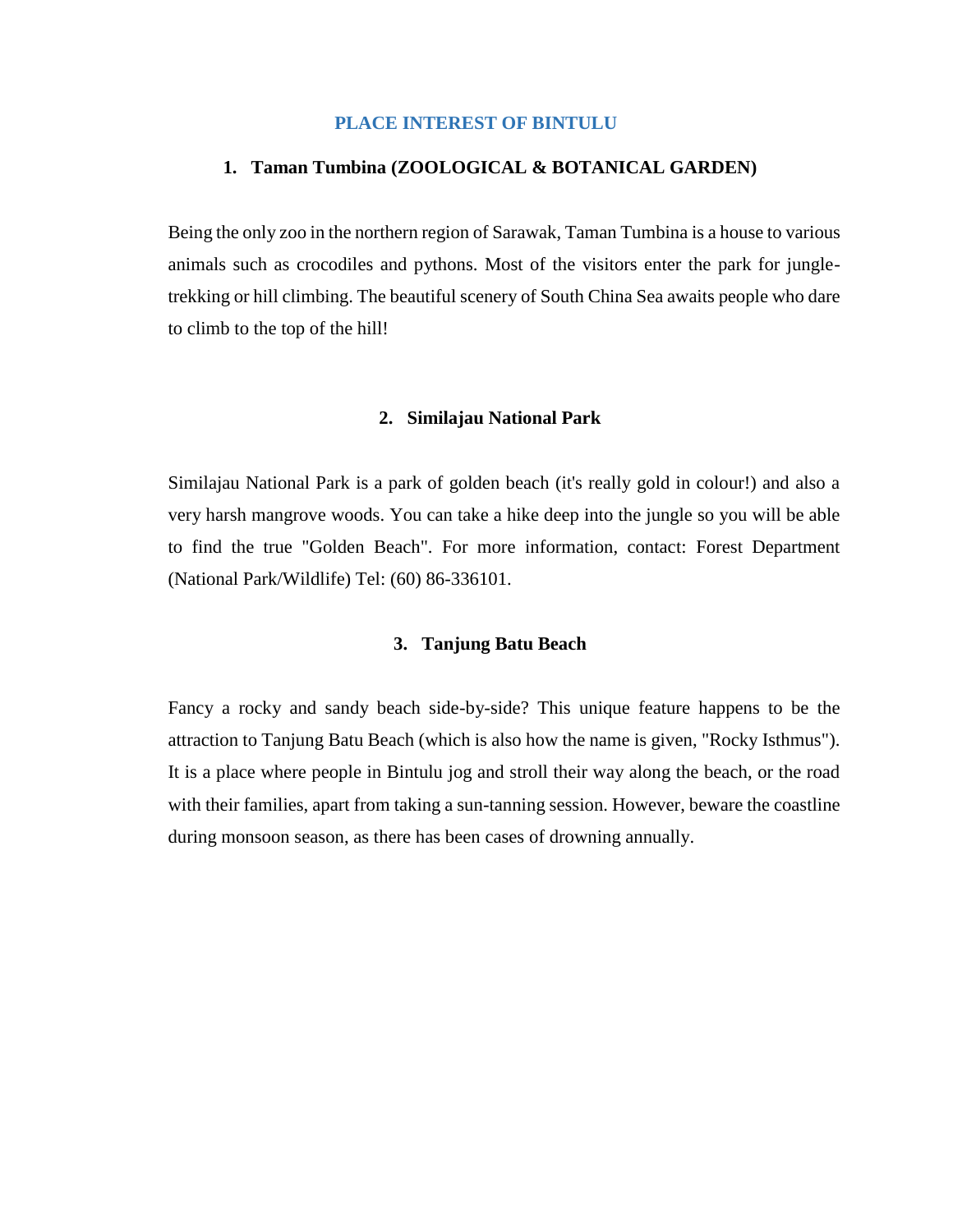# PLACE INTEREST OF BINTULU

## 1. Taman Tumbina (ZOOLOGICAL & BOTANICAL GARDEN)

Being the only zoo in the northern region of Sarawak, Taman Tumbina is a house to various animals such as crocodiles and pythons. Most of the visitors enter the park for jungle-trekking or hill climbing. The beautiful scenery of South China Sea awaits people who dare to climb to the top of the hill!

## 2. Similajau National Park

Similajau National Park is a park of golden beach (it's really gold in colour!) and also a very harsh mangrove woods. You can take a hike deep into the jungle so you will be able to find the true "Golden Beach". For more information, contact: Forest Department (National Park/Wildlife) Tel: (60) 86-336101.

## 3. Tanjung Batu Beach

Fancy a rocky and sandy beach side-by-side? This unique feature happens to be the attraction to Tanjung Batu Beach (which is also how the name is given, "Rocky Isthmus"). It is a place where people in Bintulu jog and stroll their way along the beach, or the road with their families, apart from taking a sun-tanning session. However, beware the coastline during monsoon season, as there has been cases of drowning annually.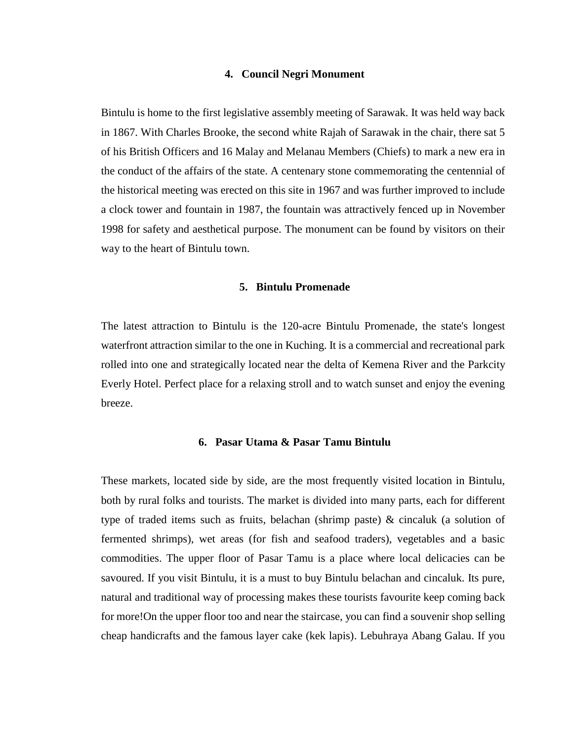### 4. Council Negri Monument

Bintulu is home to the first legislative assembly meeting of Sarawak. It was held way back in 1867. With Charles Brooke, the second white Rajah of Sarawak in the chair, there sat 5 of his British Officers and 16 Malay and Melanau Members (Chiefs) to mark a new era in the conduct of the affairs of the state. A centenary stone commemorating the centennial of the historical meeting was erected on this site in 1967 and was further improved to include a clock tower and fountain in 1987, the fountain was attractively fenced up in November 1998 for safety and aesthetical purpose. The monument can be found by visitors on their way to the heart of Bintulu town.

### 5. Bintulu Promenade

The latest attraction to Bintulu is the 120-acre Bintulu Promenade, the state's longest waterfront attraction similar to the one in Kuching. It is a commercial and recreational park rolled into one and strategically located near the delta of Kemena River and the Parkcity Everly Hotel. Perfect place for a relaxing stroll and to watch sunset and enjoy the evening breeze.

### 6. Pasar Utama & Pasar Tamu Bintulu

These markets, located side by side, are the most frequently visited location in Bintulu, both by rural folks and tourists. The market is divided into many parts, each for different type of traded items such as fruits, belachan (shrimp paste) & cincaluk (a solution of fermented shrimps), wet areas (for fish and seafood traders), vegetables and a basic commodities. The upper floor of Pasar Tamu is a place where local delicacies can be savoured. If you visit Bintulu, it is a must to buy Bintulu belachan and cincaluk. Its pure, natural and traditional way of processing makes these tourists favourite keep coming back for more!On the upper floor too and near the staircase, you can find a souvenir shop selling cheap handicrafts and the famous layer cake (kek lapis). Lebuhraya Abang Galau. If you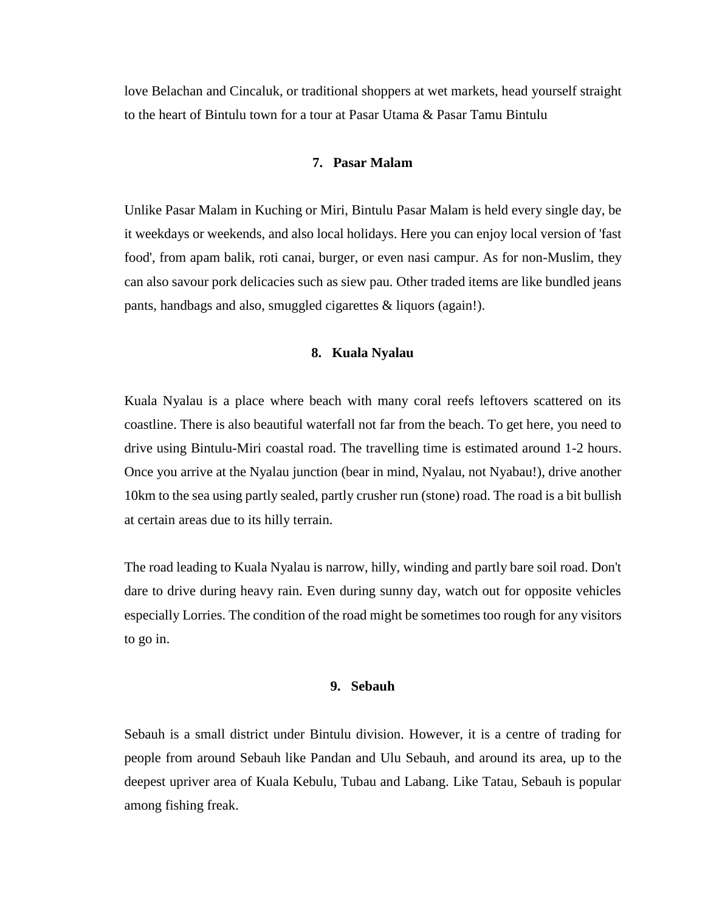love Belachan and Cincaluk, or traditional shoppers at wet markets, head yourself straight to the heart of Bintulu town for a tour at Pasar Utama & Pasar Tamu Bintulu

### 7. Pasar Malam

Unlike Pasar Malam in Kuching or Miri, Bintulu Pasar Malam is held every single day, be it weekdays or weekends, and also local holidays. Here you can enjoy local version of 'fast food', from apam balik, roti canai, burger, or even nasi campur. As for non-Muslim, they can also savour pork delicacies such as siew pau. Other traded items are like bundled jeans pants, handbags and also, smuggled cigarettes & liquors (again!).

### 8. Kuala Nyalau

Kuala Nyalau is a place where beach with many coral reefs leftovers scattered on its coastline. There is also beautiful waterfall not far from the beach. To get here, you need to drive using Bintulu-Miri coastal road. The travelling time is estimated around 1-2 hours. Once you arrive at the Nyalau junction (bear in mind, Nyalau, not Nyabau!), drive another 10km to the sea using partly sealed, partly crusher run (stone) road. The road is a bit bullish at certain areas due to its hilly terrain.

The road leading to Kuala Nyalau is narrow, hilly, winding and partly bare soil road. Don't dare to drive during heavy rain. Even during sunny day, watch out for opposite vehicles especially Lorries. The condition of the road might be sometimes too rough for any visitors to go in.

### 9. Sebauh

Sebauh is a small district under Bintulu division. However, it is a centre of trading for people from around Sebauh like Pandan and Ulu Sebauh, and around its area, up to the deepest upriver area of Kuala Kebulu, Tubau and Labang. Like Tatau, Sebauh is popular among fishing freak.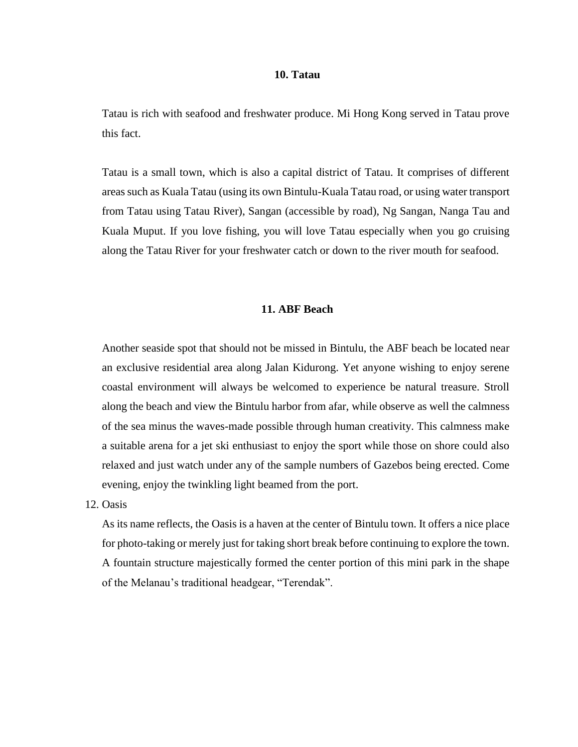**10. Tatau**

Tatau is rich with seafood and freshwater produce. Mi Hong Kong served in Tatau prove this fact.

Tatau is a small town, which is also a capital district of Tatau. It comprises of different areas such as Kuala Tatau (using its own Bintulu-Kuala Tatau road, or using water transport from Tatau using Tatau River), Sangan (accessible by road), Ng Sangan, Nanga Tau and Kuala Muput. If you love fishing, you will love Tatau especially when you go cruising along the Tatau River for your freshwater catch or down to the river mouth for seafood.

**11. ABF Beach**

Another seaside spot that should not be missed in Bintulu, the ABF beach be located near an exclusive residential area along Jalan Kidurong. Yet anyone wishing to enjoy serene coastal environment will always be welcomed to experience be natural treasure. Stroll along the beach and view the Bintulu harbor from afar, while observe as well the calmness of the sea minus the waves-made possible through human creativity. This calmness make a suitable arena for a jet ski enthusiast to enjoy the sport while those on shore could also relaxed and just watch under any of the sample numbers of Gazebos being erected. Come evening, enjoy the twinkling light beamed from the port.

12. Oasis

As its name reflects, the Oasis is a haven at the center of Bintulu town. It offers a nice place for photo-taking or merely just for taking short break before continuing to explore the town. A fountain structure majestically formed the center portion of this mini park in the shape of the Melanau's traditional headgear, "Terendak".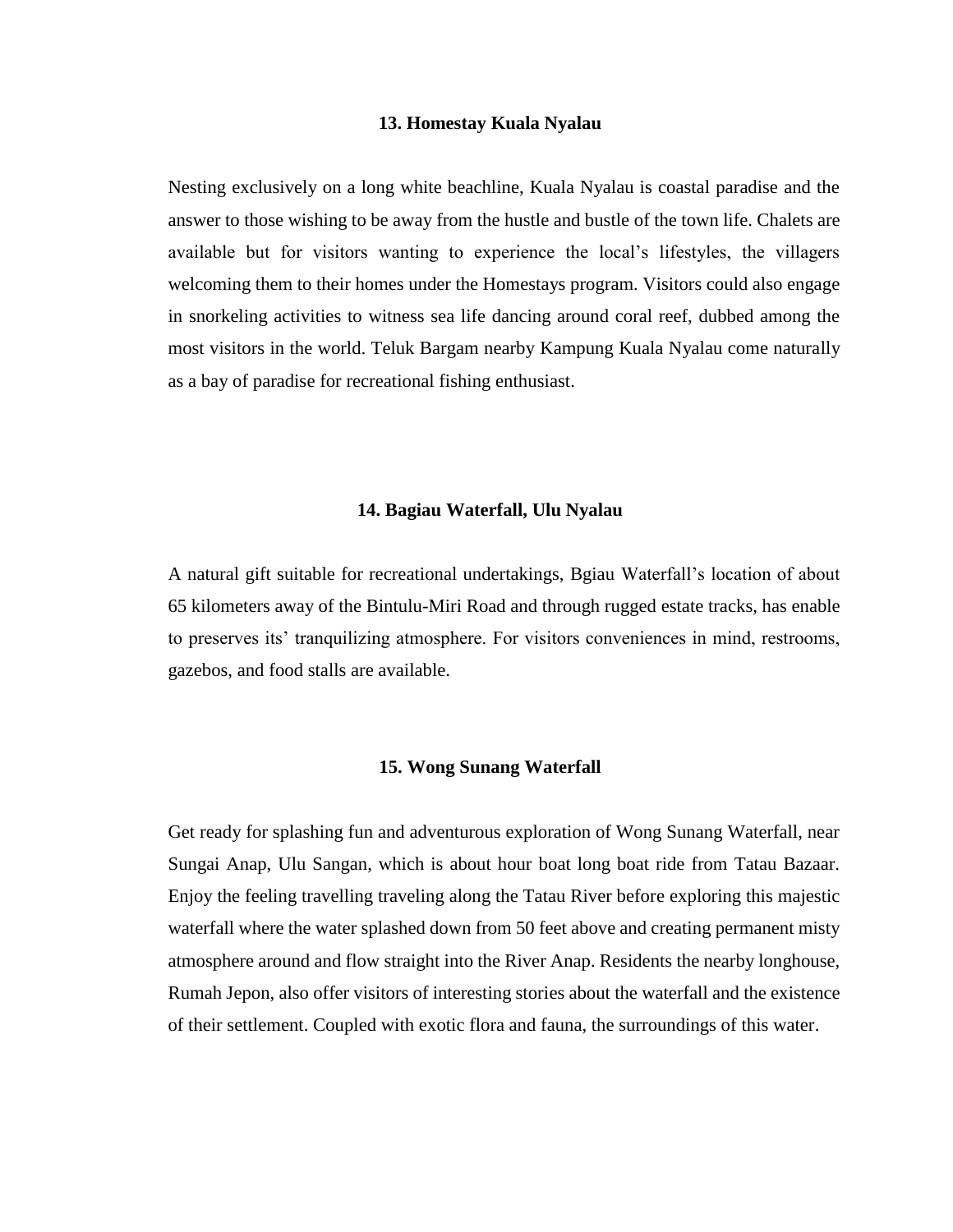### 13. Homestay Kuala Nyalau

Nesting exclusively on a long white beachline, Kuala Nyalau is coastal paradise and the answer to those wishing to be away from the hustle and bustle of the town life. Chalets are available but for visitors wanting to experience the local's lifestyles, the villagers welcoming them to their homes under the Homestays program. Visitors could also engage in snorkeling activities to witness sea life dancing around coral reef, dubbed among the most visitors in the world. Teluk Bargam nearby Kampung Kuala Nyalau come naturally as a bay of paradise for recreational fishing enthusiast.

### 14. Bagiau Waterfall, Ulu Nyalau

A natural gift suitable for recreational undertakings, Bgiau Waterfall's location of about 65 kilometers away of the Bintulu-Miri Road and through rugged estate tracks, has enable to preserves its' tranquilizing atmosphere. For visitors conveniences in mind, restrooms, gazebos, and food stalls are available.

### 15. Wong Sunang Waterfall

Get ready for splashing fun and adventurous exploration of Wong Sunang Waterfall, near Sungai Anap, Ulu Sangan, which is about hour boat long boat ride from Tatau Bazaar. Enjoy the feeling travelling traveling along the Tatau River before exploring this majestic waterfall where the water splashed down from 50 feet above and creating permanent misty atmosphere around and flow straight into the River Anap. Residents the nearby longhouse, Rumah Jepon, also offer visitors of interesting stories about the waterfall and the existence of their settlement. Coupled with exotic flora and fauna, the surroundings of this water.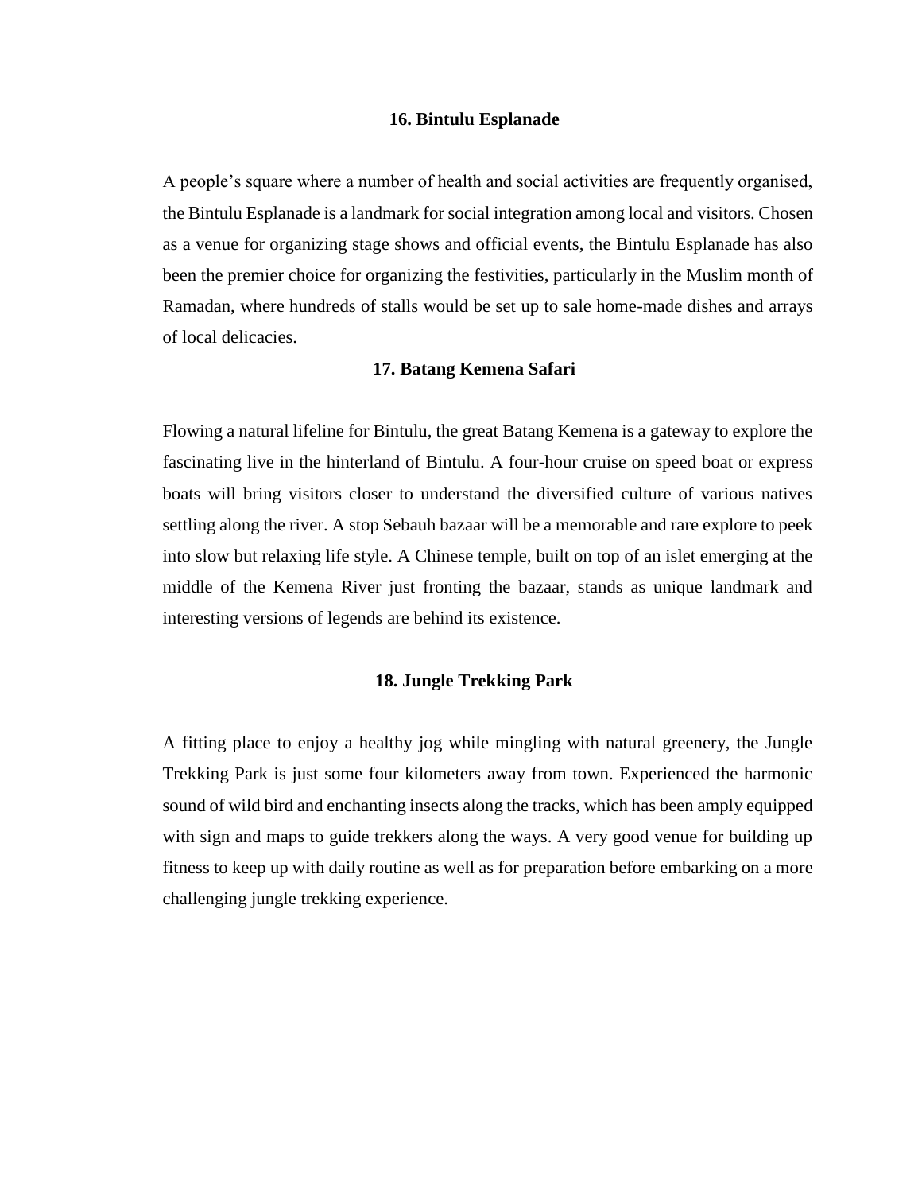### 16. Bintulu Esplanade

A people's square where a number of health and social activities are frequently organised, the Bintulu Esplanade is a landmark for social integration among local and visitors. Chosen as a venue for organizing stage shows and official events, the Bintulu Esplanade has also been the premier choice for organizing the festivities, particularly in the Muslim month of Ramadan, where hundreds of stalls would be set up to sale home-made dishes and arrays of local delicacies.

### 17. Batang Kemena Safari

Flowing a natural lifeline for Bintulu, the great Batang Kemena is a gateway to explore the fascinating live in the hinterland of Bintulu. A four-hour cruise on speed boat or express boats will bring visitors closer to understand the diversified culture of various natives settling along the river. A stop Sebauh bazaar will be a memorable and rare explore to peek into slow but relaxing life style. A Chinese temple, built on top of an islet emerging at the middle of the Kemena River just fronting the bazaar, stands as unique landmark and interesting versions of legends are behind its existence.

### 18. Jungle Trekking Park

A fitting place to enjoy a healthy jog while mingling with natural greenery, the Jungle Trekking Park is just some four kilometers away from town. Experienced the harmonic sound of wild bird and enchanting insects along the tracks, which has been amply equipped with sign and maps to guide trekkers along the ways. A very good venue for building up fitness to keep up with daily routine as well as for preparation before embarking on a more challenging jungle trekking experience.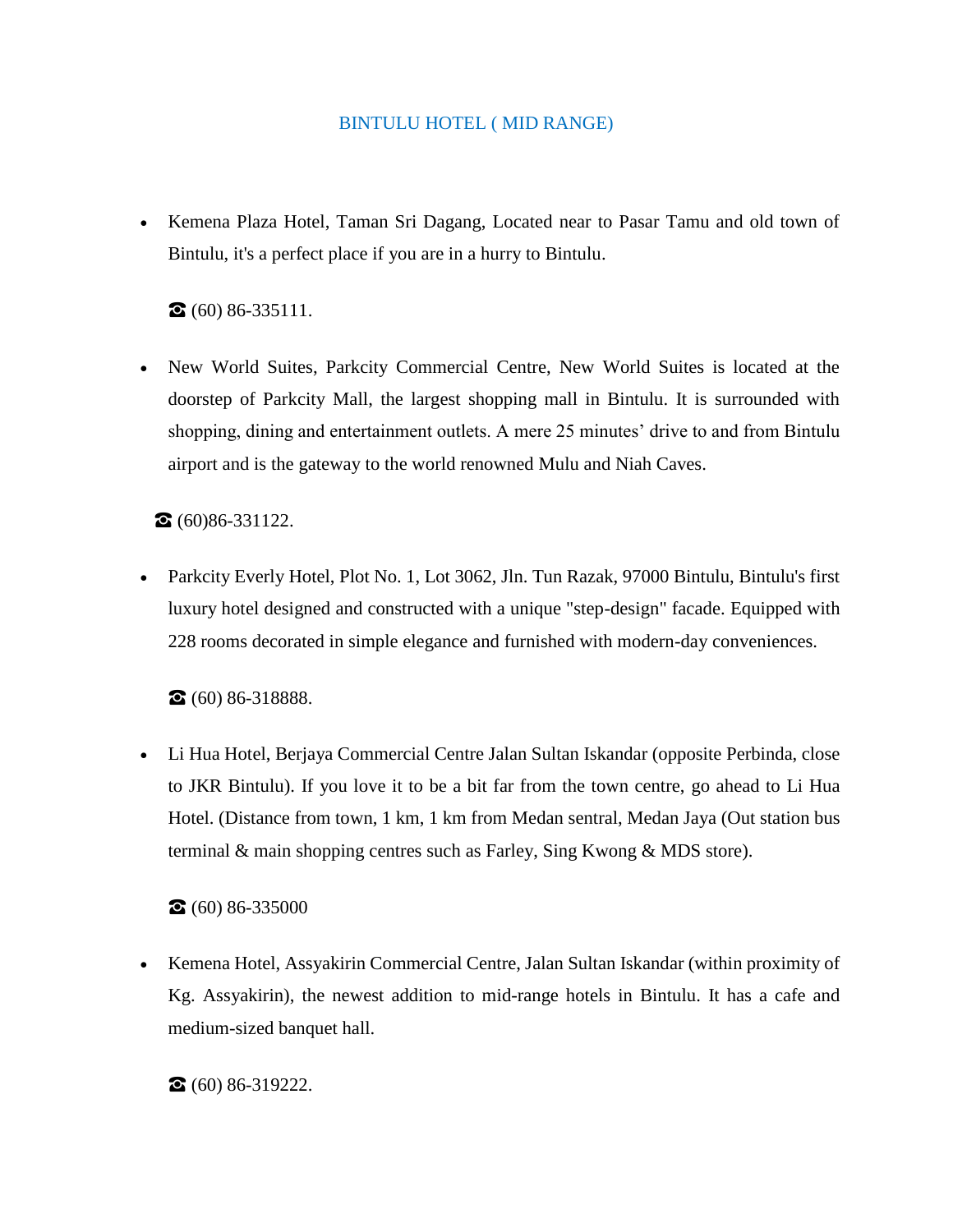## BINTULU HOTEL ( MID RANGE)

- Kemena Plaza Hotel, Taman Sri Dagang, Located near to Pasar Tamu and old town of Bintulu, it's a perfect place if you are in a hurry to Bintulu.

  ☎ (60) 86-335111.

- New World Suites, Parkcity Commercial Centre, New World Suites is located at the doorstep of Parkcity Mall, the largest shopping mall in Bintulu. It is surrounded with shopping, dining and entertainment outlets. A mere 25 minutes' drive to and from Bintulu airport and is the gateway to the world renowned Mulu and Niah Caves.

  ☎ (60)86-331122.

- Parkcity Everly Hotel, Plot No. 1, Lot 3062, Jln. Tun Razak, 97000 Bintulu, Bintulu's first luxury hotel designed and constructed with a unique "step-design" facade. Equipped with 228 rooms decorated in simple elegance and furnished with modern-day conveniences.

  ☎ (60) 86-318888.

- Li Hua Hotel, Berjaya Commercial Centre Jalan Sultan Iskandar (opposite Perbinda, close to JKR Bintulu). If you love it to be a bit far from the town centre, go ahead to Li Hua Hotel. (Distance from town, 1 km, 1 km from Medan sentral, Medan Jaya (Out station bus terminal & main shopping centres such as Farley, Sing Kwong & MDS store).

  ☎ (60) 86-335000

- Kemena Hotel, Assyakirin Commercial Centre, Jalan Sultan Iskandar (within proximity of Kg. Assyakirin), the newest addition to mid-range hotels in Bintulu. It has a cafe and medium-sized banquet hall.

  ☎ (60) 86-319222.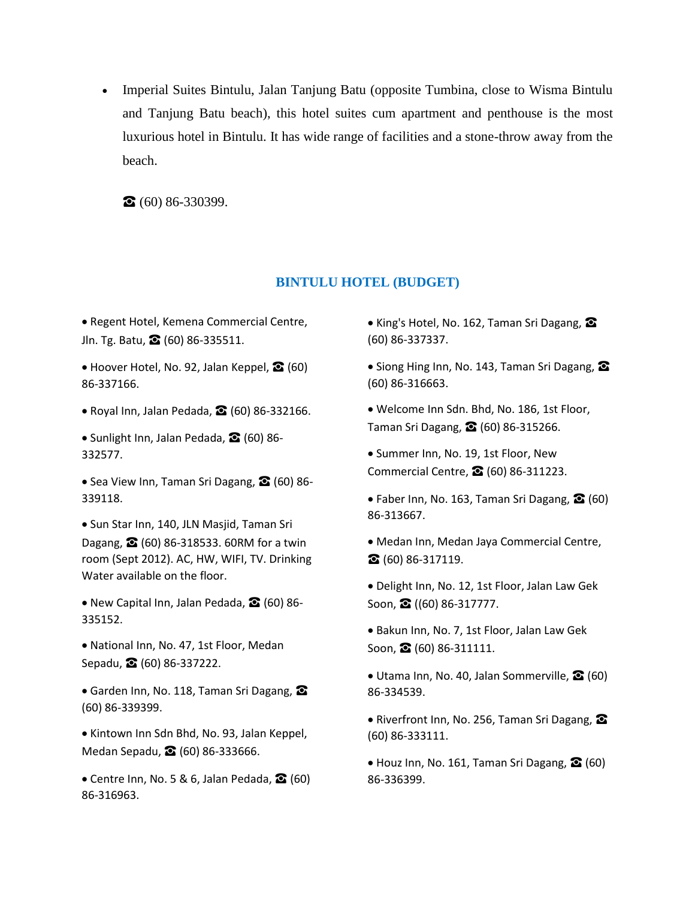- Imperial Suites Bintulu, Jalan Tanjung Batu (opposite Tumbina, close to Wisma Bintulu and Tanjung Batu beach), this hotel suites cum apartment and penthouse is the most luxurious hotel in Bintulu. It has wide range of facilities and a stone-throw away from the beach.

  ☎ (60) 86-330399.

## BINTULU HOTEL (BUDGET)

- Regent Hotel, Kemena Commercial Centre, Jln. Tg. Batu, ☎ (60) 86-335511.
- Hoover Hotel, No. 92, Jalan Keppel, ☎ (60) 86-337166.
- Royal Inn, Jalan Pedada, ☎ (60) 86-332166.
- Sunlight Inn, Jalan Pedada, ☎ (60) 86-332577.
- Sea View Inn, Taman Sri Dagang, ☎ (60) 86-339118.
- Sun Star Inn, 140, JLN Masjid, Taman Sri Dagang, ☎ (60) 86-318533. 60RM for a twin room (Sept 2012). AC, HW, WIFI, TV. Drinking Water available on the floor.
- New Capital Inn, Jalan Pedada, ☎ (60) 86-335152.
- National Inn, No. 47, 1st Floor, Medan Sepadu, ☎ (60) 86-337222.
- Garden Inn, No. 118, Taman Sri Dagang, ☎ (60) 86-339399.
- Kintown Inn Sdn Bhd, No. 93, Jalan Keppel, Medan Sepadu, ☎ (60) 86-333666.
- Centre Inn, No. 5 & 6, Jalan Pedada, ☎ (60) 86-316963.
- King's Hotel, No. 162, Taman Sri Dagang, ☎ (60) 86-337337.
- Siong Hing Inn, No. 143, Taman Sri Dagang, ☎ (60) 86-316663.
- Welcome Inn Sdn. Bhd, No. 186, 1st Floor, Taman Sri Dagang, ☎ (60) 86-315266.
- Summer Inn, No. 19, 1st Floor, New Commercial Centre, ☎ (60) 86-311223.
- Faber Inn, No. 163, Taman Sri Dagang, ☎ (60) 86-313667.
- Medan Inn, Medan Jaya Commercial Centre, ☎ (60) 86-317119.
- Delight Inn, No. 12, 1st Floor, Jalan Law Gek Soon, ☎ ((60) 86-317777.
- Bakun Inn, No. 7, 1st Floor, Jalan Law Gek Soon, ☎ (60) 86-311111.
- Utama Inn, No. 40, Jalan Sommerville, ☎ (60) 86-334539.
- Riverfront Inn, No. 256, Taman Sri Dagang, ☎ (60) 86-333111.
- Houz Inn, No. 161, Taman Sri Dagang, ☎ (60) 86-336399.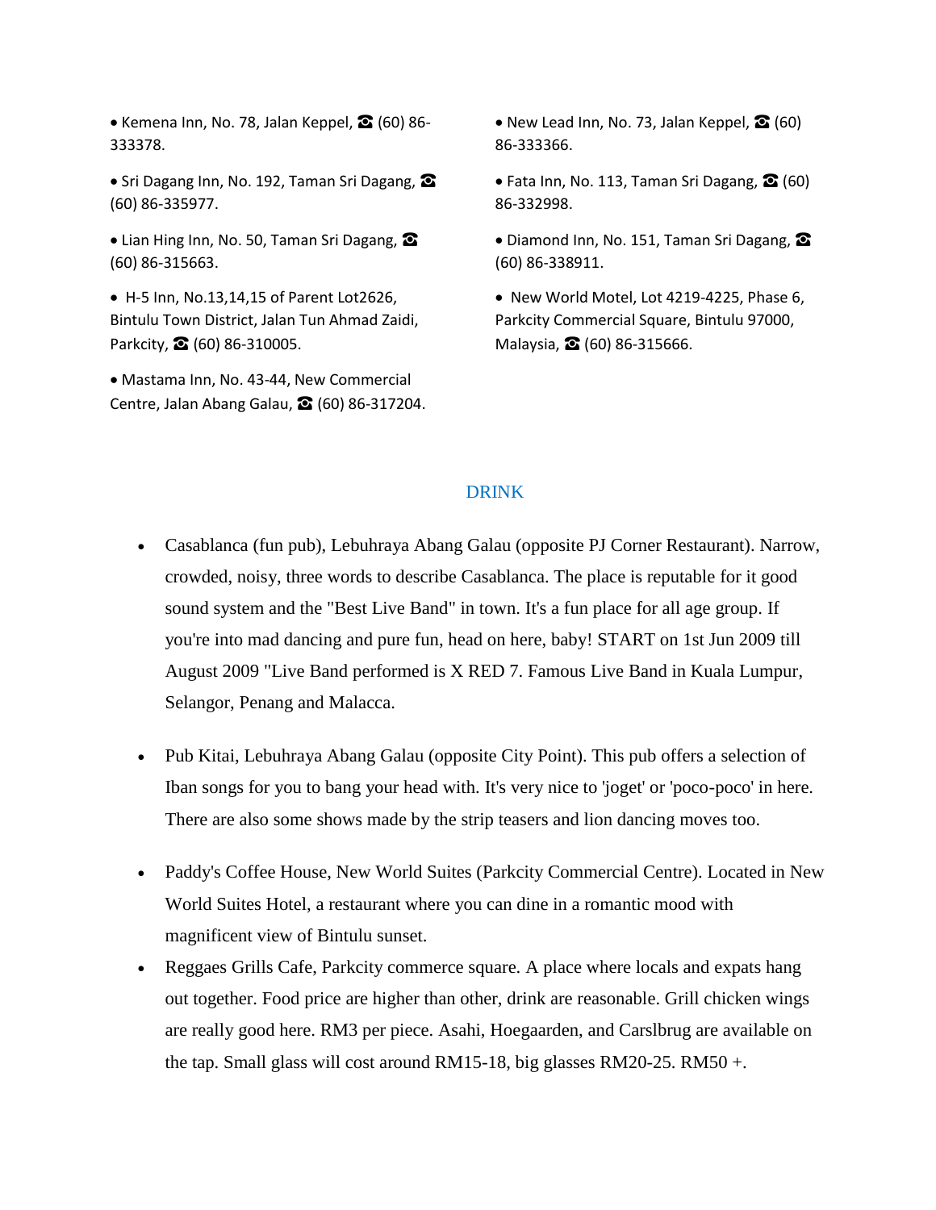- Kemena Inn, No. 78, Jalan Keppel, ☎ (60) 86-333378.
- Sri Dagang Inn, No. 192, Taman Sri Dagang, ☎ (60) 86-335977.
- Lian Hing Inn, No. 50, Taman Sri Dagang, ☎ (60) 86-315663.
- H-5 Inn, No.13,14,15 of Parent Lot2626, Bintulu Town District, Jalan Tun Ahmad Zaidi, Parkcity, ☎ (60) 86-310005.
- Mastama Inn, No. 43-44, New Commercial Centre, Jalan Abang Galau, ☎ (60) 86-317204.
- New Lead Inn, No. 73, Jalan Keppel, ☎ (60) 86-333366.
- Fata Inn, No. 113, Taman Sri Dagang, ☎ (60) 86-332998.
- Diamond Inn, No. 151, Taman Sri Dagang, ☎ (60) 86-338911.
- New World Motel, Lot 4219-4225, Phase 6, Parkcity Commercial Square, Bintulu 97000, Malaysia, ☎ (60) 86-315666.

## DRINK

- Casablanca (fun pub), Lebuhraya Abang Galau (opposite PJ Corner Restaurant). Narrow, crowded, noisy, three words to describe Casablanca. The place is reputable for it good sound system and the "Best Live Band" in town. It's a fun place for all age group. If you're into mad dancing and pure fun, head on here, baby! START on 1st Jun 2009 till August 2009 "Live Band performed is X RED 7. Famous Live Band in Kuala Lumpur, Selangor, Penang and Malacca.

- Pub Kitai, Lebuhraya Abang Galau (opposite City Point). This pub offers a selection of Iban songs for you to bang your head with. It's very nice to 'joget' or 'poco-poco' in here. There are also some shows made by the strip teasers and lion dancing moves too.

- Paddy's Coffee House, New World Suites (Parkcity Commercial Centre). Located in New World Suites Hotel, a restaurant where you can dine in a romantic mood with magnificent view of Bintulu sunset.
- Reggaes Grills Cafe, Parkcity commerce square. A place where locals and expats hang out together. Food price are higher than other, drink are reasonable. Grill chicken wings are really good here. RM3 per piece. Asahi, Hoegaarden, and Carslbrug are available on the tap. Small glass will cost around RM15-18, big glasses RM20-25. RM50 +.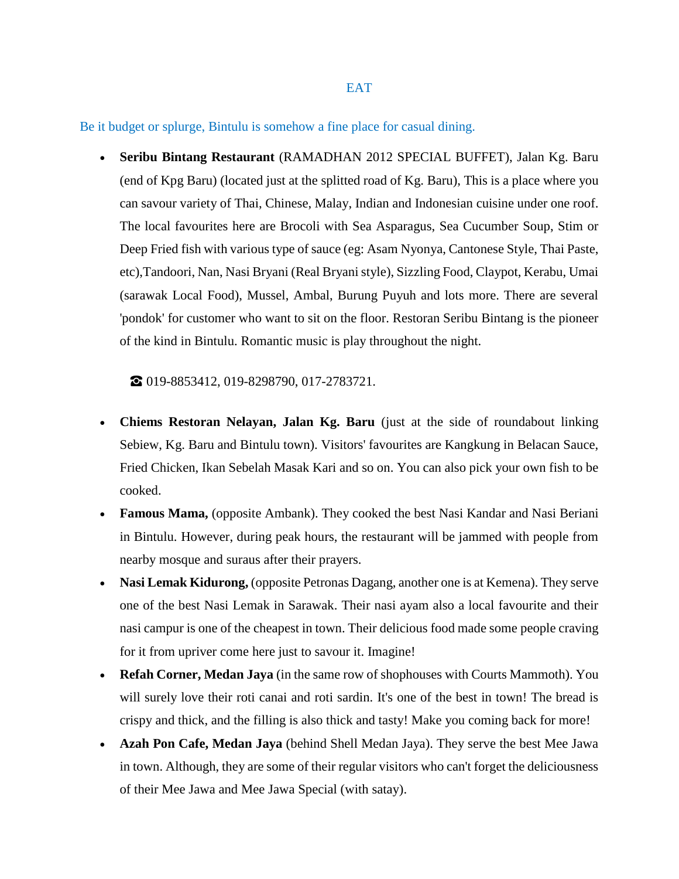# EAT

Be it budget or splurge, Bintulu is somehow a fine place for casual dining.

- **Seribu Bintang Restaurant** (RAMADHAN 2012 SPECIAL BUFFET), Jalan Kg. Baru (end of Kpg Baru) (located just at the splitted road of Kg. Baru), This is a place where you can savour variety of Thai, Chinese, Malay, Indian and Indonesian cuisine under one roof. The local favourites here are Brocoli with Sea Asparagus, Sea Cucumber Soup, Stim or Deep Fried fish with various type of sauce (eg: Asam Nyonya, Cantonese Style, Thai Paste, etc),Tandoori, Nan, Nasi Bryani (Real Bryani style), Sizzling Food, Claypot, Kerabu, Umai (sarawak Local Food), Mussel, Ambal, Burung Puyuh and lots more. There are several 'pondok' for customer who want to sit on the floor. Restoran Seribu Bintang is the pioneer of the kind in Bintulu. Romantic music is play throughout the night.

  ☎ 019-8853412, 019-8298790, 017-2783721.

- **Chiems Restoran Nelayan, Jalan Kg. Baru** (just at the side of roundabout linking Sebiew, Kg. Baru and Bintulu town). Visitors' favourites are Kangkung in Belacan Sauce, Fried Chicken, Ikan Sebelah Masak Kari and so on. You can also pick your own fish to be cooked.
- **Famous Mama,** (opposite Ambank). They cooked the best Nasi Kandar and Nasi Beriani in Bintulu. However, during peak hours, the restaurant will be jammed with people from nearby mosque and suraus after their prayers.
- **Nasi Lemak Kidurong,** (opposite Petronas Dagang, another one is at Kemena). They serve one of the best Nasi Lemak in Sarawak. Their nasi ayam also a local favourite and their nasi campur is one of the cheapest in town. Their delicious food made some people craving for it from upriver come here just to savour it. Imagine!
- **Refah Corner, Medan Jaya** (in the same row of shophouses with Courts Mammoth). You will surely love their roti canai and roti sardin. It's one of the best in town! The bread is crispy and thick, and the filling is also thick and tasty! Make you coming back for more!
- **Azah Pon Cafe, Medan Jaya** (behind Shell Medan Jaya). They serve the best Mee Jawa in town. Although, they are some of their regular visitors who can't forget the deliciousness of their Mee Jawa and Mee Jawa Special (with satay).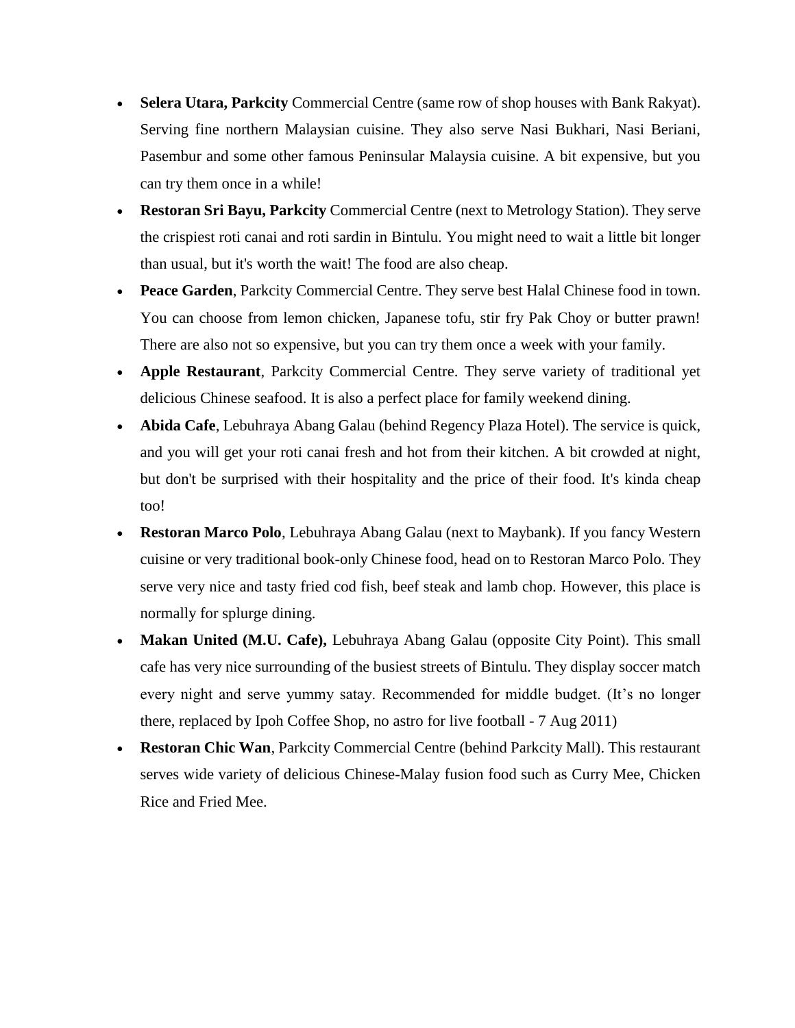- **Selera Utara, Parkcity** Commercial Centre (same row of shop houses with Bank Rakyat). Serving fine northern Malaysian cuisine. They also serve Nasi Bukhari, Nasi Beriani, Pasembur and some other famous Peninsular Malaysia cuisine. A bit expensive, but you can try them once in a while!
- **Restoran Sri Bayu, Parkcity** Commercial Centre (next to Metrology Station). They serve the crispiest roti canai and roti sardin in Bintulu. You might need to wait a little bit longer than usual, but it's worth the wait! The food are also cheap.
- **Peace Garden**, Parkcity Commercial Centre. They serve best Halal Chinese food in town. You can choose from lemon chicken, Japanese tofu, stir fry Pak Choy or butter prawn! There are also not so expensive, but you can try them once a week with your family.
- **Apple Restaurant**, Parkcity Commercial Centre. They serve variety of traditional yet delicious Chinese seafood. It is also a perfect place for family weekend dining.
- **Abida Cafe**, Lebuhraya Abang Galau (behind Regency Plaza Hotel). The service is quick, and you will get your roti canai fresh and hot from their kitchen. A bit crowded at night, but don't be surprised with their hospitality and the price of their food. It's kinda cheap too!
- **Restoran Marco Polo**, Lebuhraya Abang Galau (next to Maybank). If you fancy Western cuisine or very traditional book-only Chinese food, head on to Restoran Marco Polo. They serve very nice and tasty fried cod fish, beef steak and lamb chop. However, this place is normally for splurge dining.
- **Makan United (M.U. Cafe),** Lebuhraya Abang Galau (opposite City Point). This small cafe has very nice surrounding of the busiest streets of Bintulu. They display soccer match every night and serve yummy satay. Recommended for middle budget. (It's no longer there, replaced by Ipoh Coffee Shop, no astro for live football - 7 Aug 2011)
- **Restoran Chic Wan**, Parkcity Commercial Centre (behind Parkcity Mall). This restaurant serves wide variety of delicious Chinese-Malay fusion food such as Curry Mee, Chicken Rice and Fried Mee.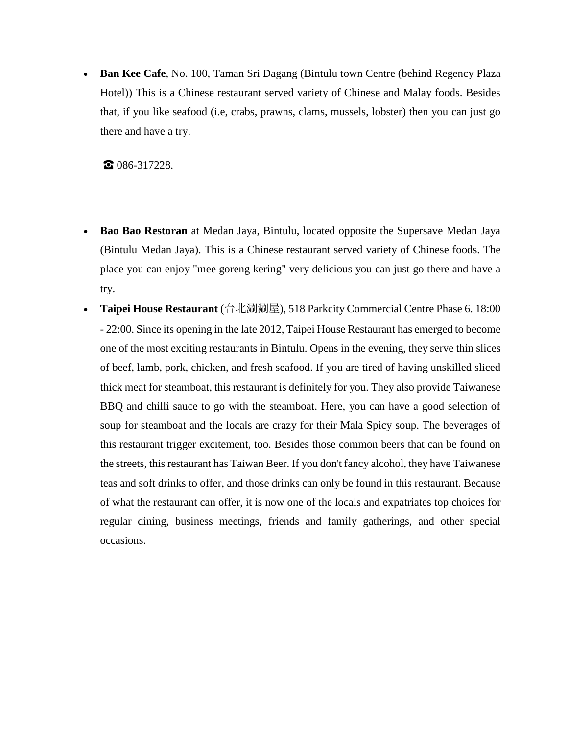- **Ban Kee Cafe**, No. 100, Taman Sri Dagang (Bintulu town Centre (behind Regency Plaza Hotel)) This is a Chinese restaurant served variety of Chinese and Malay foods. Besides that, if you like seafood (i.e, crabs, prawns, clams, mussels, lobster) then you can just go there and have a try.

  ☎ 086-317228.

- **Bao Bao Restoran** at Medan Jaya, Bintulu, located opposite the Supersave Medan Jaya (Bintulu Medan Jaya). This is a Chinese restaurant served variety of Chinese foods. The place you can enjoy "mee goreng kering" very delicious you can just go there and have a try.
- **Taipei House Restaurant** (台北涮涮屋), 518 Parkcity Commercial Centre Phase 6. 18:00 - 22:00. Since its opening in the late 2012, Taipei House Restaurant has emerged to become one of the most exciting restaurants in Bintulu. Opens in the evening, they serve thin slices of beef, lamb, pork, chicken, and fresh seafood. If you are tired of having unskilled sliced thick meat for steamboat, this restaurant is definitely for you. They also provide Taiwanese BBQ and chilli sauce to go with the steamboat. Here, you can have a good selection of soup for steamboat and the locals are crazy for their Mala Spicy soup. The beverages of this restaurant trigger excitement, too. Besides those common beers that can be found on the streets, this restaurant has Taiwan Beer. If you don't fancy alcohol, they have Taiwanese teas and soft drinks to offer, and those drinks can only be found in this restaurant. Because of what the restaurant can offer, it is now one of the locals and expatriates top choices for regular dining, business meetings, friends and family gatherings, and other special occasions.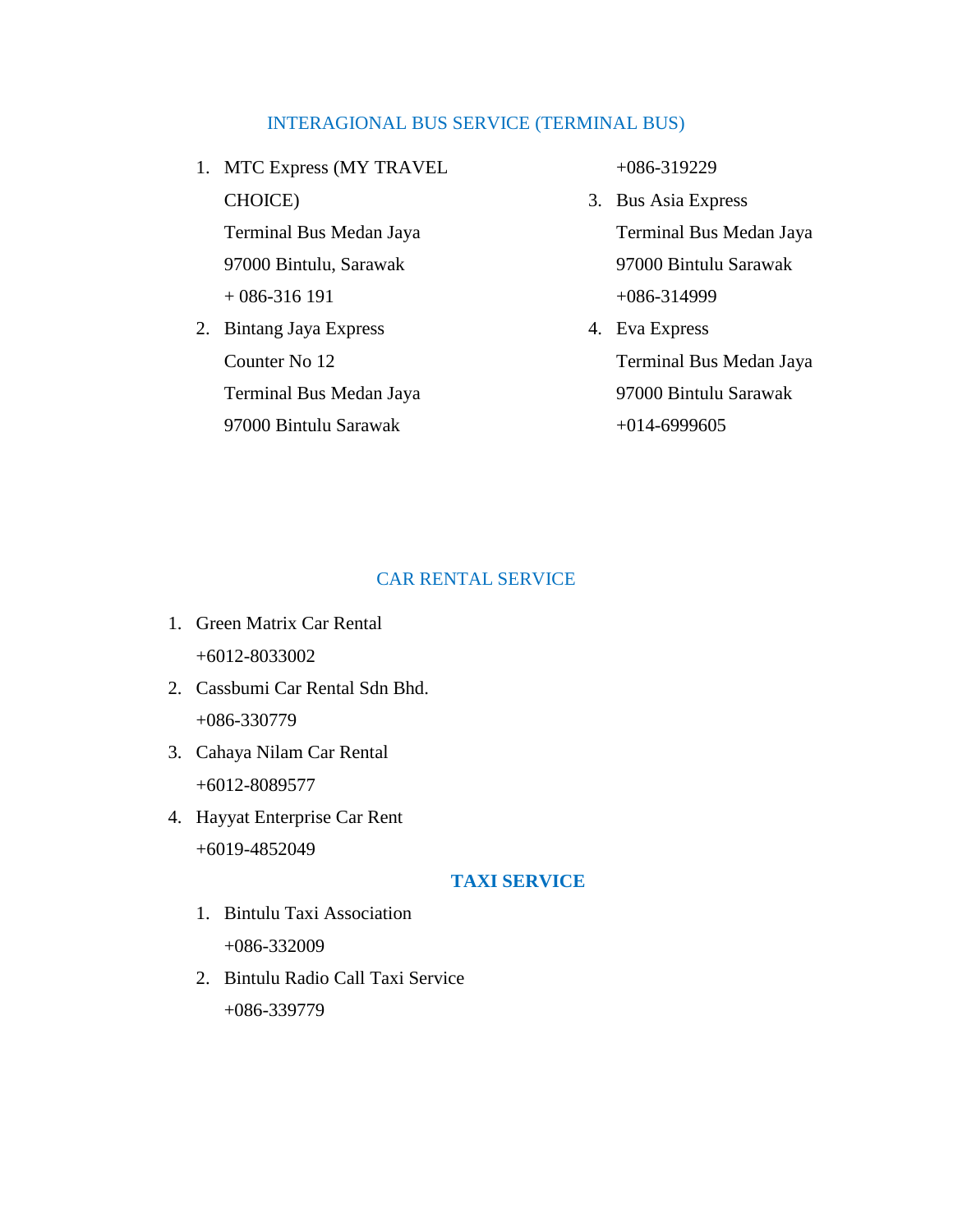## INTERAGIONAL BUS SERVICE (TERMINAL BUS)

1. MTC Express (MY TRAVEL CHOICE)
   Terminal Bus Medan Jaya
   97000 Bintulu, Sarawak
   + 086-316 191
2. Bintang Jaya Express
   Counter No 12
   Terminal Bus Medan Jaya
   97000 Bintulu Sarawak
   +086-319229
3. Bus Asia Express
   Terminal Bus Medan Jaya
   97000 Bintulu Sarawak
   +086-314999
4. Eva Express
   Terminal Bus Medan Jaya
   97000 Bintulu Sarawak
   +014-6999605

## CAR RENTAL SERVICE

1. Green Matrix Car Rental
   +6012-8033002
2. Cassbumi Car Rental Sdn Bhd.
   +086-330779
3. Cahaya Nilam Car Rental
   +6012-8089577
4. Hayyat Enterprise Car Rent
   +6019-4852049

## **TAXI SERVICE**

1. Bintulu Taxi Association
   +086-332009
2. Bintulu Radio Call Taxi Service
   +086-339779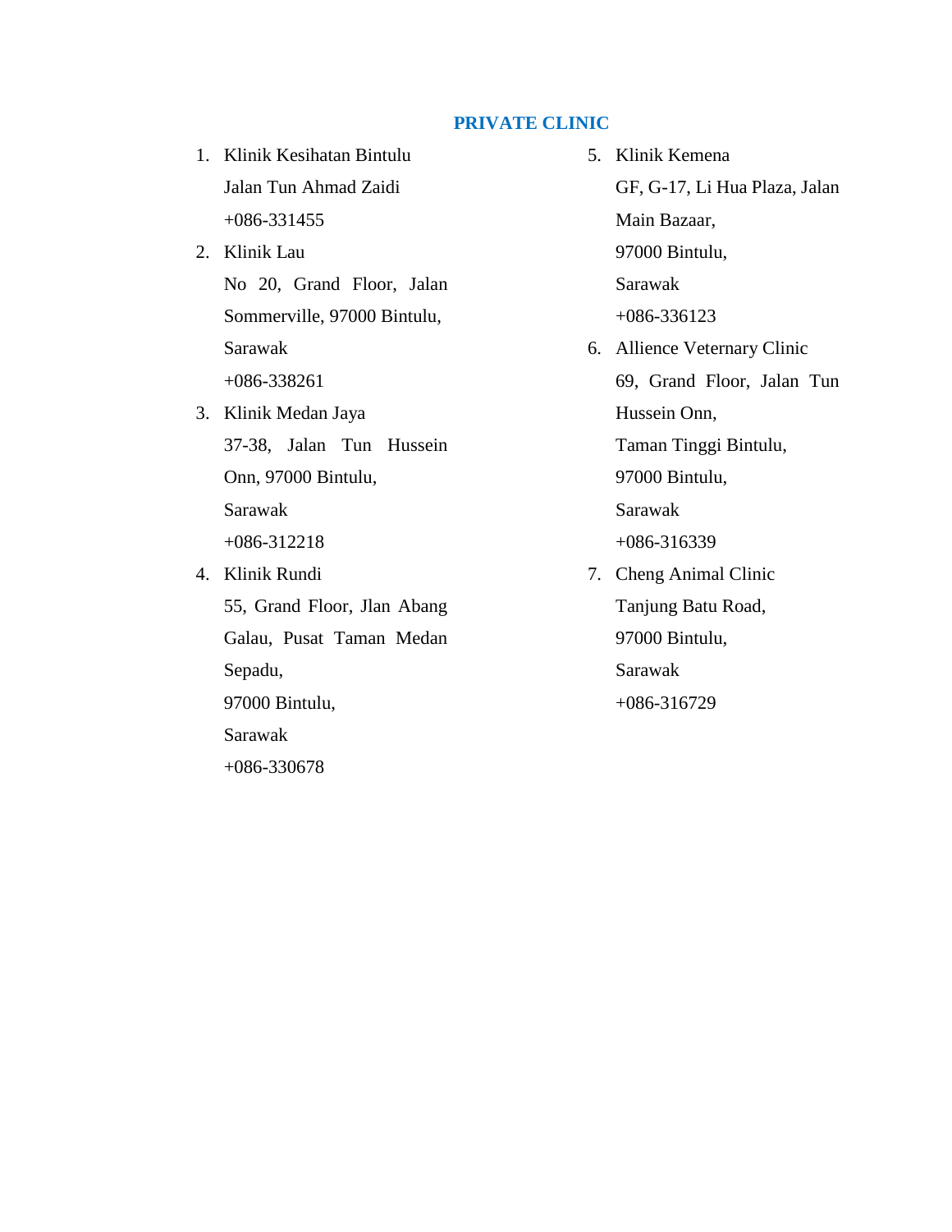## PRIVATE CLINIC

1. Klinik Kesihatan Bintulu
   Jalan Tun Ahmad Zaidi
   +086-331455
2. Klinik Lau
   No 20, Grand Floor, Jalan Sommerville, 97000 Bintulu,
   Sarawak
   +086-338261
3. Klinik Medan Jaya
   37-38, Jalan Tun Hussein Onn, 97000 Bintulu,
   Sarawak
   +086-312218
4. Klinik Rundi
   55, Grand Floor, Jlan Abang Galau, Pusat Taman Medan Sepadu,
   97000 Bintulu,
   Sarawak
   +086-330678
5. Klinik Kemena
   GF, G-17, Li Hua Plaza, Jalan Main Bazaar,
   97000 Bintulu,
   Sarawak
   +086-336123
6. Allience Veternary Clinic
   69, Grand Floor, Jalan Tun Hussein Onn,
   Taman Tinggi Bintulu,
   97000 Bintulu,
   Sarawak
   +086-316339
7. Cheng Animal Clinic
   Tanjung Batu Road,
   97000 Bintulu,
   Sarawak
   +086-316729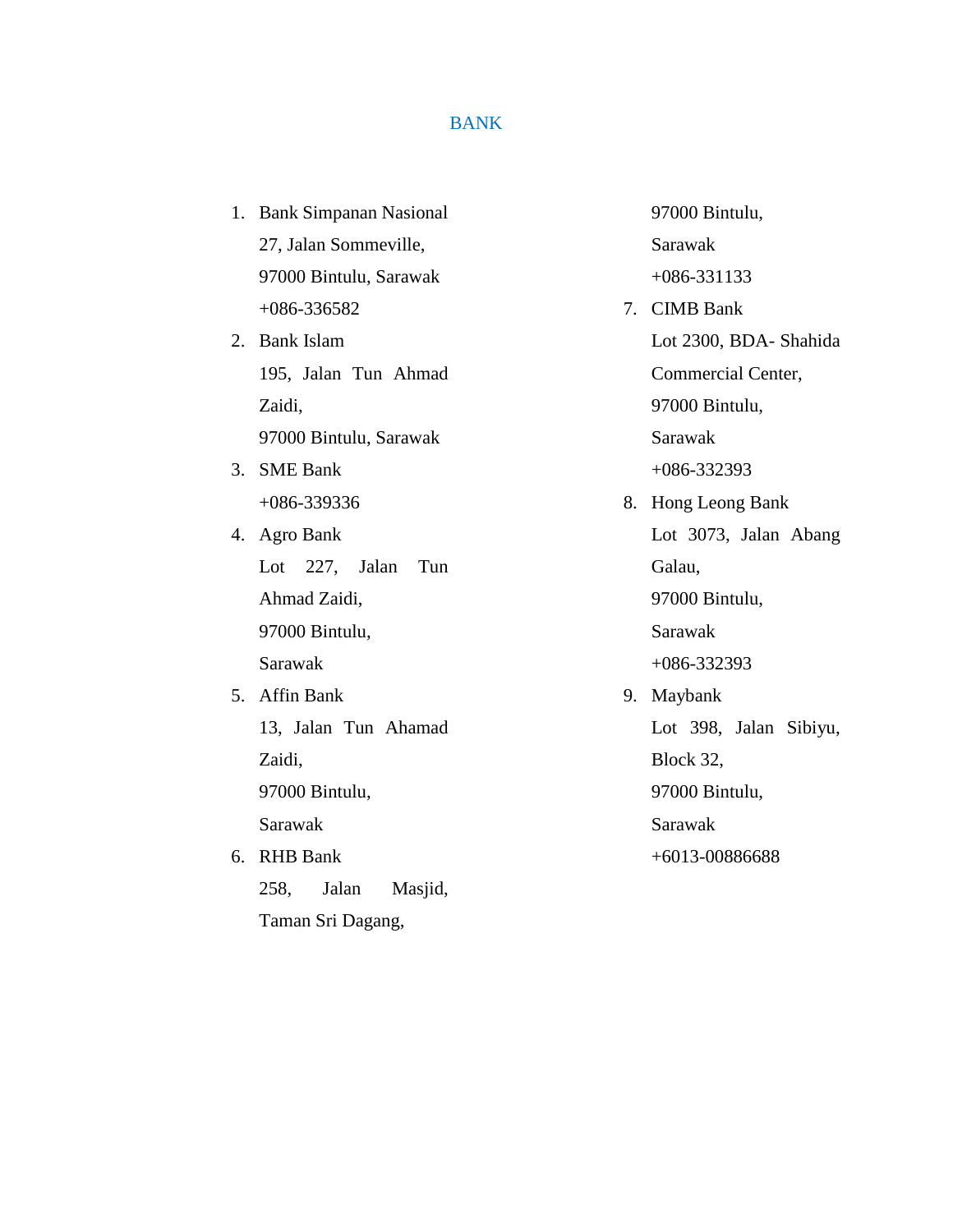# BANK

1. Bank Simpanan Nasional
   27, Jalan Sommeville,
   97000 Bintulu, Sarawak
   +086-336582
2. Bank Islam
   195, Jalan Tun Ahmad Zaidi,
   97000 Bintulu, Sarawak
3. SME Bank
   +086-339336
4. Agro Bank
   Lot 227, Jalan Tun Ahmad Zaidi,
   97000 Bintulu,
   Sarawak
5. Affin Bank
   13, Jalan Tun Ahamad Zaidi,
   97000 Bintulu,
   Sarawak
6. RHB Bank
   258, Jalan Masjid,
   Taman Sri Dagang,
   97000 Bintulu,
   Sarawak
   +086-331133
7. CIMB Bank
   Lot 2300, BDA- Shahida Commercial Center,
   97000 Bintulu,
   Sarawak
   +086-332393
8. Hong Leong Bank
   Lot 3073, Jalan Abang Galau,
   97000 Bintulu,
   Sarawak
   +086-332393
9. Maybank
   Lot 398, Jalan Sibiyu, Block 32,
   97000 Bintulu,
   Sarawak
   +6013-00886688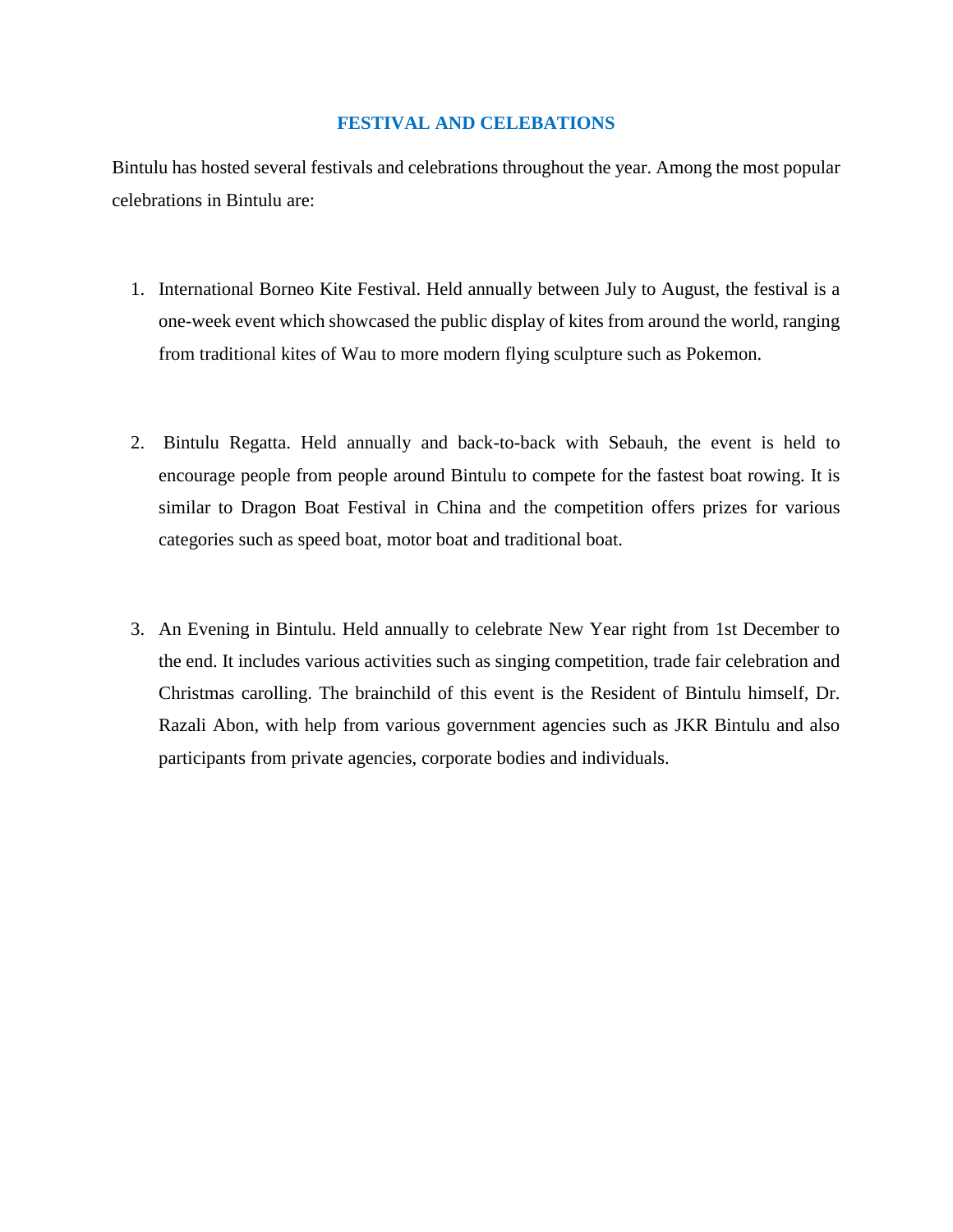## FESTIVAL AND CELEBATIONS

Bintulu has hosted several festivals and celebrations throughout the year. Among the most popular celebrations in Bintulu are:

1. International Borneo Kite Festival. Held annually between July to August, the festival is a one-week event which showcased the public display of kites from around the world, ranging from traditional kites of Wau to more modern flying sculpture such as Pokemon.

2. Bintulu Regatta. Held annually and back-to-back with Sebauh, the event is held to encourage people from people around Bintulu to compete for the fastest boat rowing. It is similar to Dragon Boat Festival in China and the competition offers prizes for various categories such as speed boat, motor boat and traditional boat.

3. An Evening in Bintulu. Held annually to celebrate New Year right from 1st December to the end. It includes various activities such as singing competition, trade fair celebration and Christmas carolling. The brainchild of this event is the Resident of Bintulu himself, Dr. Razali Abon, with help from various government agencies such as JKR Bintulu and also participants from private agencies, corporate bodies and individuals.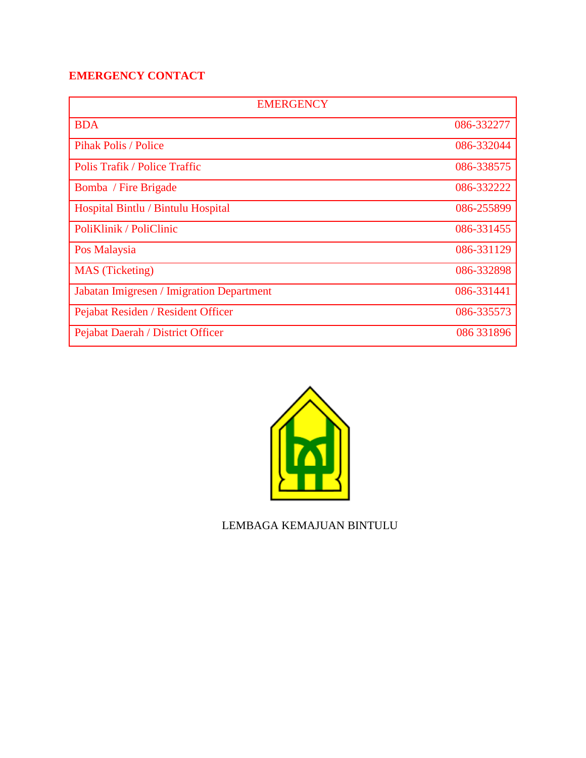**EMERGENCY CONTACT**

| EMERGENCY | |
|---|---|
| BDA | 086-332277 |
| Pihak Polis / Police | 086-332044 |
| Polis Trafik / Police Traffic | 086-338575 |
| Bomba / Fire Brigade | 086-332222 |
| Hospital Bintlu / Bintulu Hospital | 086-255899 |
| PoliKlinik / PoliClinic | 086-331455 |
| Pos Malaysia | 086-331129 |
| MAS (Ticketing) | 086-332898 |
| Jabatan Imigresen / Imigration Department | 086-331441 |
| Pejabat Residen / Resident Officer | 086-335573 |
| Pejabat Daerah / District Officer | 086 331896 |

LEMBAGA KEMAJUAN BINTULU